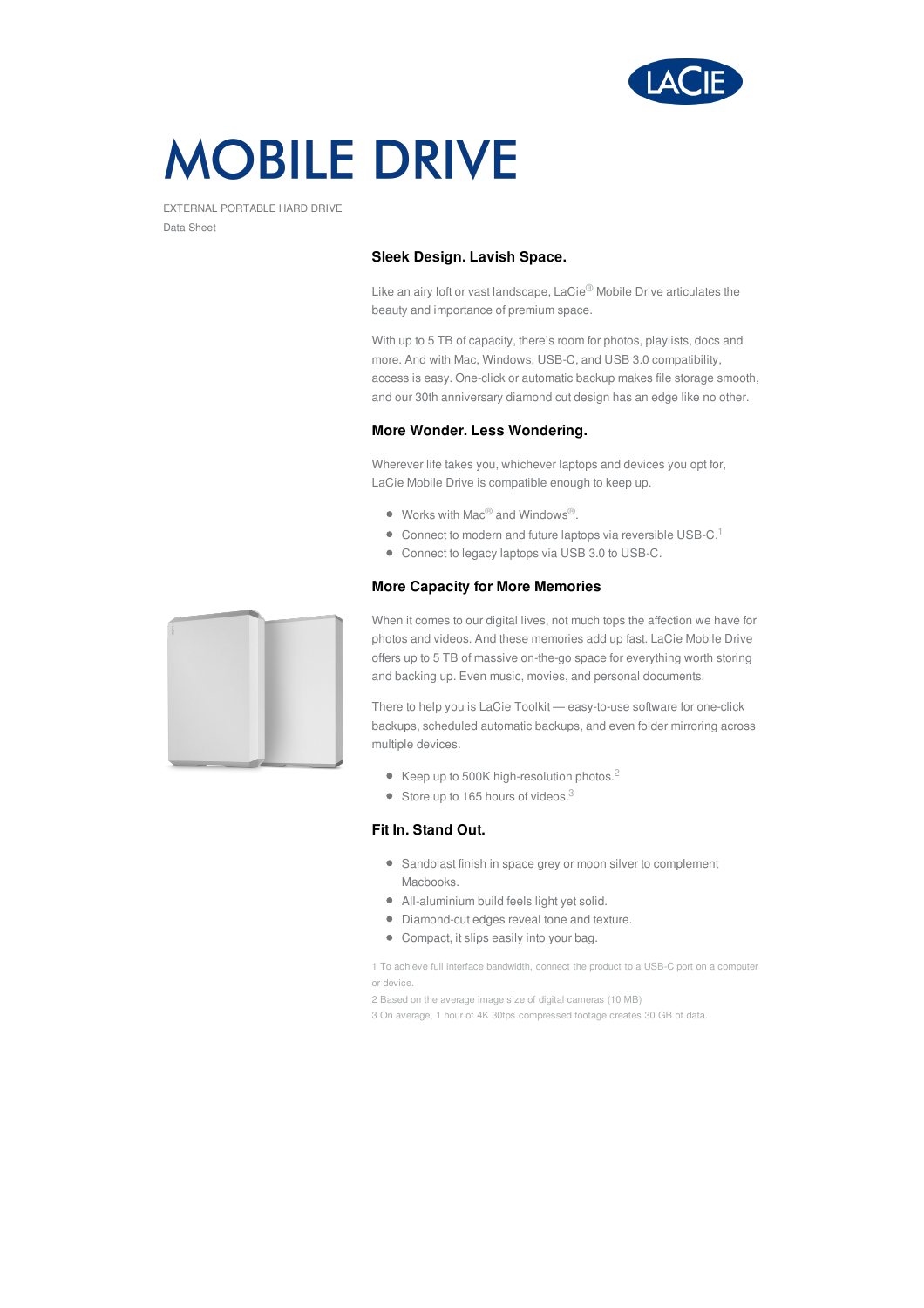# MOBILE DRIVE

EXTERNAL PORTABLE HARD DRIVE

Data Sheet

## Sleek Design. Lavish Space.

Like an airy loft or vast landscape, LaCie® Mobile Drive articulates the beauty and importance of premium space.

With up to 5 TB of capacity, there's room for photos, playlists, docs and more. And with Mac, Windows, USB-C, and USB 3.0 compatibility, access is easy. One-click or automatic backup makes file storage smooth, and our 30th anniversary diamond cut design has an edge like no other.

## More Wonder. Less Wondering.

Wherever life takes you, whichever laptops and devices you opt for, LaCie Mobile Drive is compatible enough to keep up.

- Works with Mac® and Windows®.
- Connect to modern and future laptops via reversible USB-C.[1]
- Connect to legacy laptops via USB 3.0 to USB-C.

## More Capacity for More Memories

When it comes to our digital lives, not much tops the affection we have for photos and videos. And these memories add up fast. LaCie Mobile Drive offers up to 5 TB of massive on-the-go space for everything worth storing and backing up. Even music, movies, and personal documents.

There to help you is LaCie Toolkit — easy-to-use software for one-click backups, scheduled automatic backups, and even folder mirroring across multiple devices.

- Keep up to 500K high-resolution photos.[2]
- Store up to 165 hours of videos.[3]

## Fit In. Stand Out.

- Sandblast finish in space grey or moon silver to complement Macbooks.
- All-aluminium build feels light yet solid.
- Diamond-cut edges reveal tone and texture.
- Compact, it slips easily into your bag.

1 To achieve full interface bandwidth, connect the product to a USB-C port on a computer or device.

2 Based on the average image size of digital cameras (10 MB)

3 On average, 1 hour of 4K 30fps compressed footage creates 30 GB of data.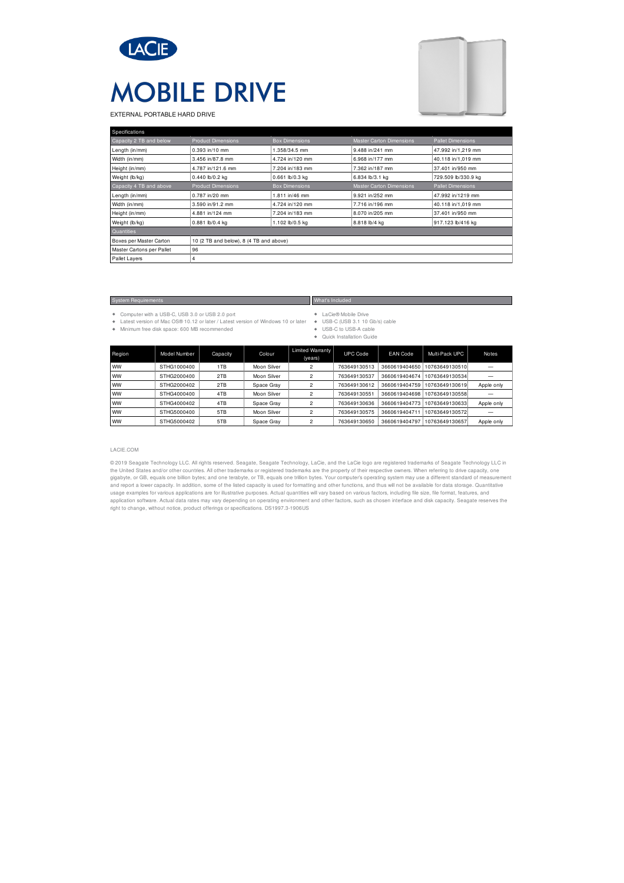# MOBILE DRIVE

EXTERNAL PORTABLE HARD DRIVE

| Specifications | | | | |
|---|---|---|---|---|
| Capacity 2 TB and below | Product Dimensions | Box Dimensions | Master Carton Dimensions | Pallet Dimensions |
| Length (in/mm) | 0.393 in/10 mm | 1.358/34.5 mm | 9.488 in/241 mm | 47.992 in/1,219 mm |
| Width (in/mm) | 3.456 in/87.8 mm | 4.724 in/120 mm | 6.968 in/177 mm | 40.118 in/1,019 mm |
| Height (in/mm) | 4.787 in/121.6 mm | 7.204 in/183 mm | 7.362 in/187 mm | 37.401 in/950 mm |
| Weight (lb/kg) | 0.440 lb/0.2 kg | 0.661 lb/0.3 kg | 6.834 lb/3.1 kg | 729.509 lb/330.9 kg |
| Capacity 4 TB and above | Product Dimensions | Box Dimensions | Master Carton Dimensions | Pallet Dimensions |
| Length (in/mm) | 0.787 in/20 mm | 1.811 in/46 mm | 9.921 in/252 mm | 47.992 in/1219 mm |
| Width (in/mm) | 3.590 in/91.2 mm | 4.724 in/120 mm | 7.716 in/196 mm | 40.118 in/1,019 mm |
| Height (in/mm) | 4.881 in/124 mm | 7.204 in/183 mm | 8.070 in/205 mm | 37.401 in/950 mm |
| Weight (lb/kg) | 0.881 lb/0.4 kg | 1.102 lb/0.5 kg | 8.818 lb/4 kg | 917.123 lb/416 kg |
| Quantities | | | | |
| Boxes per Master Carton | 10 (2 TB and below), 8 (4 TB and above) | | | |
| Master Cartons per Pallet | 96 | | | |
| Pallet Layers | 4 | | | |

**System Requirements**

- Computer with a USB-C, USB 3.0 or USB 2.0 port
- Latest version of Mac OS® 10.12 or later / Latest version of Windows 10 or later
- Minimum free disk space: 600 MB recommended

**What's Included**

- LaCie® Mobile Drive
- USB-C (USB 3.1 10 Gb/s) cable
- USB-C to USB-A cable
- Quick Installation Guide

| Region | Model Number | Capacity | Colour | Limited Warranty (years) | UPC Code | EAN Code | Multi-Pack UPC | Notes |
|---|---|---|---|---|---|---|---|---|
| WW | STHG1000400 | 1TB | Moon Silver | 2 | 763649130513 | 3660619404650 | 10763649130510 | — |
| WW | STHG2000400 | 2TB | Moon Silver | 2 | 763649130537 | 3660619404674 | 10763649130534 | — |
| WW | STHG2000402 | 2TB | Space Gray | 2 | 763649130612 | 3660619404759 | 10763649130619 | Apple only |
| WW | STHG4000400 | 4TB | Moon Silver | 2 | 763649130551 | 3660619404698 | 10763649130558 | — |
| WW | STHG4000402 | 4TB | Space Gray | 2 | 763649130636 | 3660619404773 | 10763649130633 | Apple only |
| WW | STHG5000400 | 5TB | Moon Silver | 2 | 763649130575 | 3660619404711 | 10763649130572 | — |
| WW | STHG5000402 | 5TB | Space Gray | 2 | 763649130650 | 3660619404797 | 10763649130657 | Apple only |

LACIE.COM

© 2019 Seagate Technology LLC. All rights reserved. Seagate, Seagate Technology, LaCie, and the LaCie logo are registered trademarks of Seagate Technology LLC in the United States and/or other countries. All other trademarks or registered trademarks are the property of their respective owners. When referring to drive capacity, one gigabyte, or GB, equals one billion bytes; and one terabyte, or TB, equals one trillion bytes. Your computer's operating system may use a different standard of measurement and report a lower capacity. In addition, some of the listed capacity is used for formatting and other functions, and thus will not be available for data storage. Quantitative usage examples for various applications are for illustrative purposes. Actual quantities will vary based on various factors, including file size, file format, features, and application software. Actual data rates may vary depending on operating environment and other factors, such as chosen interface and disk capacity. Seagate reserves the right to change, without notice, product offerings or specifications. DS1997.3-1906US